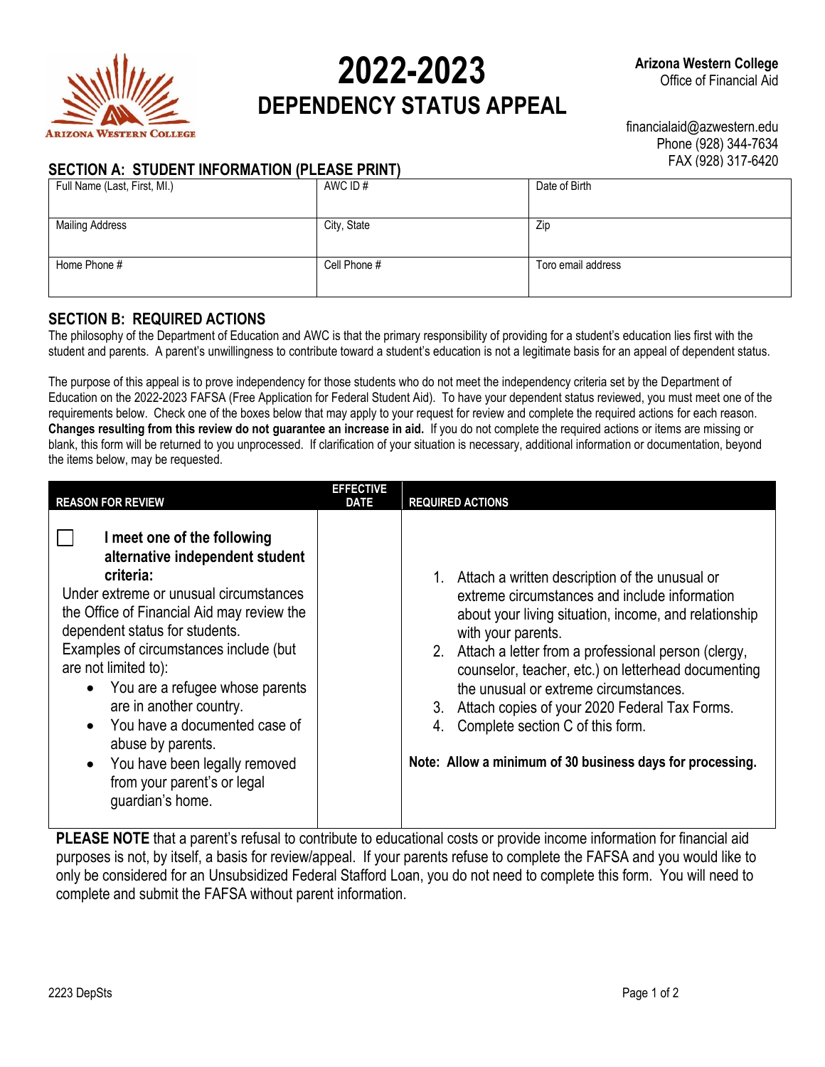# 2022-2023 DEPENDENCY STATUS APPEAL

**Arizona Western College**
Office of Financial Aid

financialaid@azwestern.edu
Phone (928) 344-7634
FAX (928) 317-6420

## SECTION A: STUDENT INFORMATION (PLEASE PRINT)

| Full Name (Last, First, MI.) | AWC ID # | Date of Birth |
|---|---|---|
| Mailing Address | City, State | Zip |
| Home Phone # | Cell Phone # | Toro email address |

## SECTION B: REQUIRED ACTIONS

The philosophy of the Department of Education and AWC is that the primary responsibility of providing for a student's education lies first with the student and parents. A parent's unwillingness to contribute toward a student's education is not a legitimate basis for an appeal of dependent status.

The purpose of this appeal is to prove independency for those students who do not meet the independency criteria set by the Department of Education on the 2022-2023 FAFSA (Free Application for Federal Student Aid). To have your dependent status reviewed, you must meet one of the requirements below. Check one of the boxes below that may apply to your request for review and complete the required actions for each reason. **Changes resulting from this review do not guarantee an increase in aid.** If you do not complete the required actions or items are missing or blank, this form will be returned to you unprocessed. If clarification of your situation is necessary, additional information or documentation, beyond the items below, may be requested.

| REASON FOR REVIEW | EFFECTIVE DATE | REQUIRED ACTIONS |
|---|---|---|
| ☐ **I meet one of the following alternative independent student criteria:** Under extreme or unusual circumstances the Office of Financial Aid may review the dependent status for students. Examples of circumstances include (but are not limited to): <br>• You are a refugee whose parents are in another country. <br>• You have a documented case of abuse by parents. <br>• You have been legally removed from your parent's or legal guardian's home. | | 1. Attach a written description of the unusual or extreme circumstances and include information about your living situation, income, and relationship with your parents. <br>2. Attach a letter from a professional person (clergy, counselor, teacher, etc.) on letterhead documenting the unusual or extreme circumstances. <br>3. Attach copies of your 2020 Federal Tax Forms. <br>4. Complete section C of this form. <br><br>**Note: Allow a minimum of 30 business days for processing.** |

**PLEASE NOTE** that a parent's refusal to contribute to educational costs or provide income information for financial aid purposes is not, by itself, a basis for review/appeal. If your parents refuse to complete the FAFSA and you would like to only be considered for an Unsubsidized Federal Stafford Loan, you do not need to complete this form. You will need to complete and submit the FAFSA without parent information.

2223 DepSts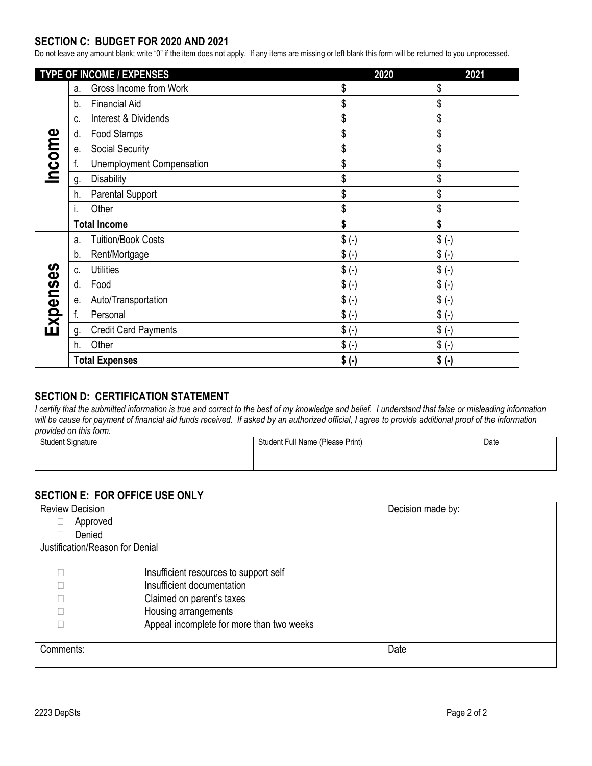## SECTION C: BUDGET FOR 2020 AND 2021

Do not leave any amount blank; write "0" if the item does not apply. If any items are missing or left blank this form will be returned to you unprocessed.

| TYPE OF INCOME / EXPENSES | | 2020 | 2021 |
|---|---|---|---|
| **Income** | a. Gross Income from Work | $ | $ |
| | b. Financial Aid | $ | $ |
| | c. Interest & Dividends | $ | $ |
| | d. Food Stamps | $ | $ |
| | e. Social Security | $ | $ |
| | f. Unemployment Compensation | $ | $ |
| | g. Disability | $ | $ |
| | h. Parental Support | $ | $ |
| | i. Other | $ | $ |
| | **Total Income** | **$** | **$** |
| **Expenses** | a. Tuition/Book Costs | $ (-) | $ (-) |
| | b. Rent/Mortgage | $ (-) | $ (-) |
| | c. Utilities | $ (-) | $ (-) |
| | d. Food | $ (-) | $ (-) |
| | e. Auto/Transportation | $ (-) | $ (-) |
| | f. Personal | $ (-) | $ (-) |
| | g. Credit Card Payments | $ (-) | $ (-) |
| | h. Other | $ (-) | $ (-) |
| | **Total Expenses** | **$ (-)** | **$ (-)** |

## SECTION D: CERTIFICATION STATEMENT

*I certify that the submitted information is true and correct to the best of my knowledge and belief. I understand that false or misleading information will be cause for payment of financial aid funds received. If asked by an authorized official, I agree to provide additional proof of the information provided on this form.*

| Student Signature | Student Full Name (Please Print) | Date |
|---|---|---|
| | | |

## SECTION E: FOR OFFICE USE ONLY

| Review Decision | Decision made by: |
|---|---|
| ☐ Approved<br>☐ Denied | |
| Justification/Reason for Denial<br>☐ Insufficient resources to support self<br>☐ Insufficient documentation<br>☐ Claimed on parent's taxes<br>☐ Housing arrangements<br>☐ Appeal incomplete for more than two weeks | |
| Comments: | Date |

2223 DepSts